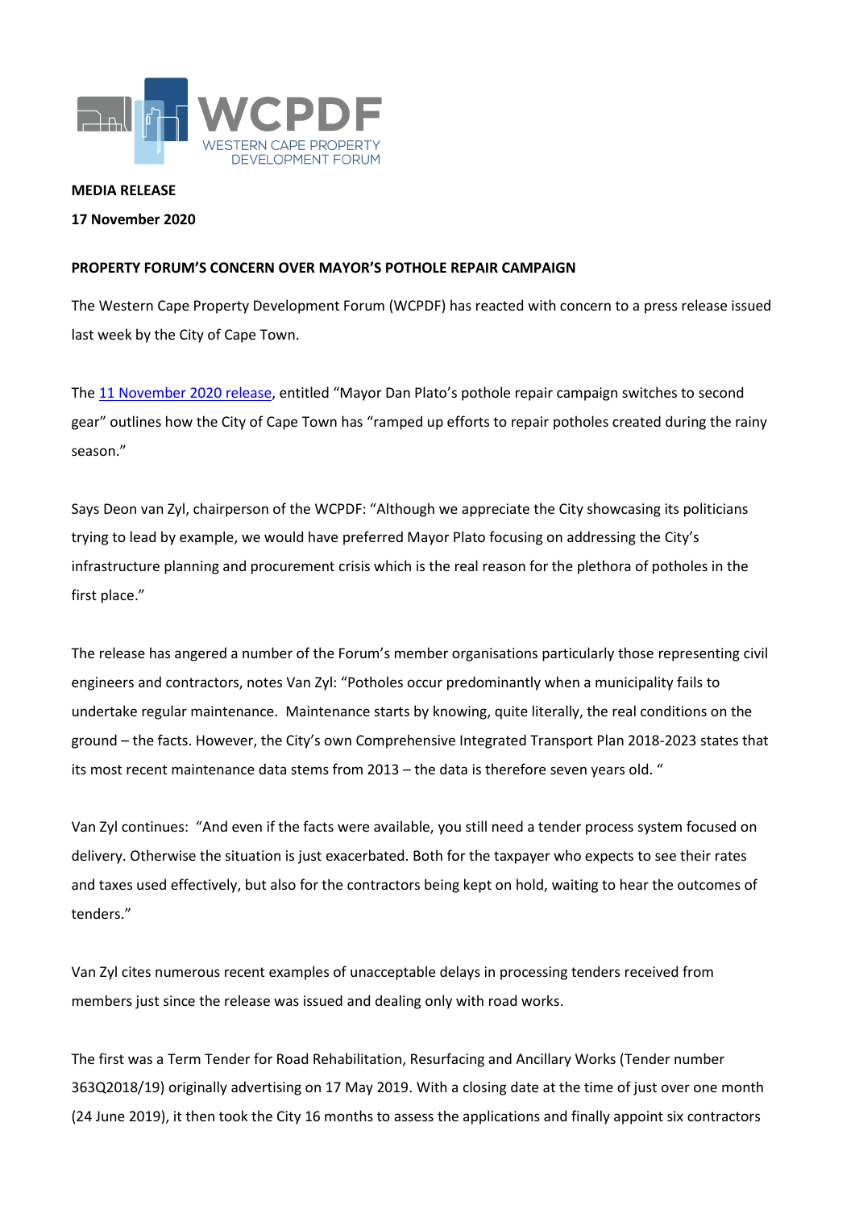**MEDIA RELEASE**

**17 November 2020**

**PROPERTY FORUM'S CONCERN OVER MAYOR'S POTHOLE REPAIR CAMPAIGN**

The Western Cape Property Development Forum (WCPDF) has reacted with concern to a press release issued last week by the City of Cape Town.

The 11 November 2020 release, entitled "Mayor Dan Plato's pothole repair campaign switches to second gear" outlines how the City of Cape Town has "ramped up efforts to repair potholes created during the rainy season."

Says Deon van Zyl, chairperson of the WCPDF: "Although we appreciate the City showcasing its politicians trying to lead by example, we would have preferred Mayor Plato focusing on addressing the City's infrastructure planning and procurement crisis which is the real reason for the plethora of potholes in the first place."

The release has angered a number of the Forum's member organisations particularly those representing civil engineers and contractors, notes Van Zyl: "Potholes occur predominantly when a municipality fails to undertake regular maintenance. Maintenance starts by knowing, quite literally, the real conditions on the ground – the facts. However, the City's own Comprehensive Integrated Transport Plan 2018-2023 states that its most recent maintenance data stems from 2013 – the data is therefore seven years old. "

Van Zyl continues: "And even if the facts were available, you still need a tender process system focused on delivery. Otherwise the situation is just exacerbated. Both for the taxpayer who expects to see their rates and taxes used effectively, but also for the contractors being kept on hold, waiting to hear the outcomes of tenders."

Van Zyl cites numerous recent examples of unacceptable delays in processing tenders received from members just since the release was issued and dealing only with road works.

The first was a Term Tender for Road Rehabilitation, Resurfacing and Ancillary Works (Tender number 363Q2018/19) originally advertising on 17 May 2019. With a closing date at the time of just over one month (24 June 2019), it then took the City 16 months to assess the applications and finally appoint six contractors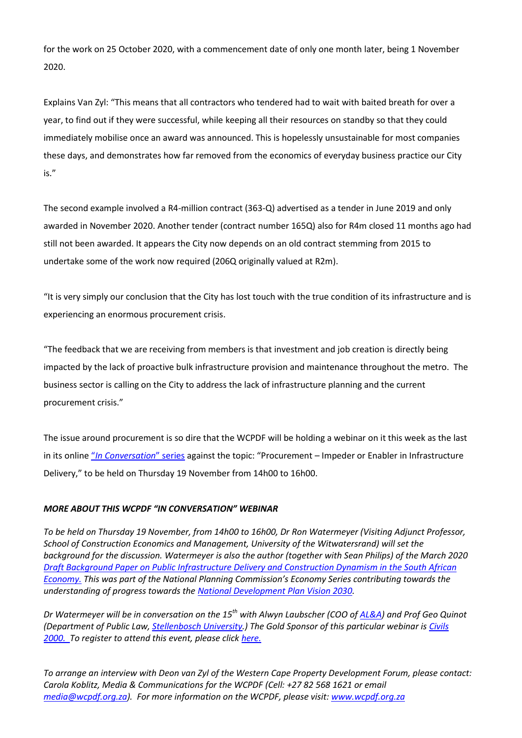for the work on 25 October 2020, with a commencement date of only one month later, being 1 November 2020.

Explains Van Zyl: "This means that all contractors who tendered had to wait with baited breath for over a year, to find out if they were successful, while keeping all their resources on standby so that they could immediately mobilise once an award was announced. This is hopelessly unsustainable for most companies these days, and demonstrates how far removed from the economics of everyday business practice our City is."

The second example involved a R4-million contract (363-Q) advertised as a tender in June 2019 and only awarded in November 2020. Another tender (contract number 165Q) also for R4m closed 11 months ago had still not been awarded. It appears the City now depends on an old contract stemming from 2015 to undertake some of the work now required (206Q originally valued at R2m).

"It is very simply our conclusion that the City has lost touch with the true condition of its infrastructure and is experiencing an enormous procurement crisis.

"The feedback that we are receiving from members is that investment and job creation is directly being impacted by the lack of proactive bulk infrastructure provision and maintenance throughout the metro. The business sector is calling on the City to address the lack of infrastructure planning and the current procurement crisis."

The issue around procurement is so dire that the WCPDF will be holding a webinar on it this week as the last in its online "*In Conversation*" series against the topic: "Procurement – Impeder or Enabler in Infrastructure Delivery," to be held on Thursday 19 November from 14h00 to 16h00.

***MORE ABOUT THIS WCPDF "IN CONVERSATION" WEBINAR***

*To be held on Thursday 19 November, from 14h00 to 16h00, Dr Ron Watermeyer (Visiting Adjunct Professor, School of Construction Economics and Management, University of the Witwatersrand) will set the background for the discussion. Watermeyer is also the author (together with Sean Philips) of the March 2020 Draft Background Paper on Public Infrastructure Delivery and Construction Dynamism in the South African Economy. This was part of the National Planning Commission's Economy Series contributing towards the understanding of progress towards the National Development Plan Vision 2030.*

*Dr Watermeyer will be in conversation on the 15th with Alwyn Laubscher (COO of AL&A) and Prof Geo Quinot (Department of Public Law, Stellenbosch University.) The Gold Sponsor of this particular webinar is Civils 2000. To register to attend this event, please click here.*

*To arrange an interview with Deon van Zyl of the Western Cape Property Development Forum, please contact: Carola Koblitz, Media & Communications for the WCPDF (Cell: +27 82 568 1621 or email media@wcpdf.org.za). For more information on the WCPDF, please visit: www.wcpdf.org.za*